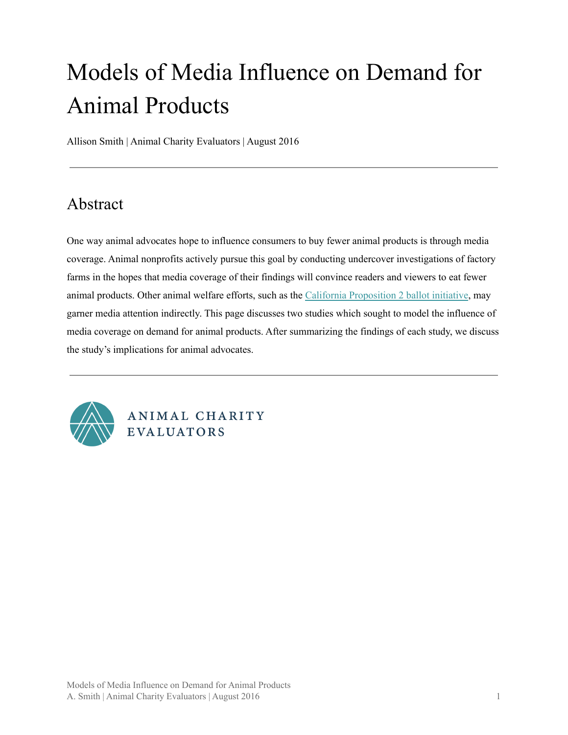# Models of Media Influence on Demand for Animal Products

Allison Smith | Animal Charity Evaluators | August 2016

---

## Abstract

One way animal advocates hope to influence consumers to buy fewer animal products is through media coverage. Animal nonprofits actively pursue this goal by conducting undercover investigations of factory farms in the hopes that media coverage of their findings will convince readers and viewers to eat fewer animal products. Other animal welfare efforts, such as the [California Proposition 2 ballot initiative](), may garner media attention indirectly. This page discusses two studies which sought to model the influence of media coverage on demand for animal products. After summarizing the findings of each study, we discuss the study's implications for animal advocates.

---

ANIMAL CHARITY EVALUATORS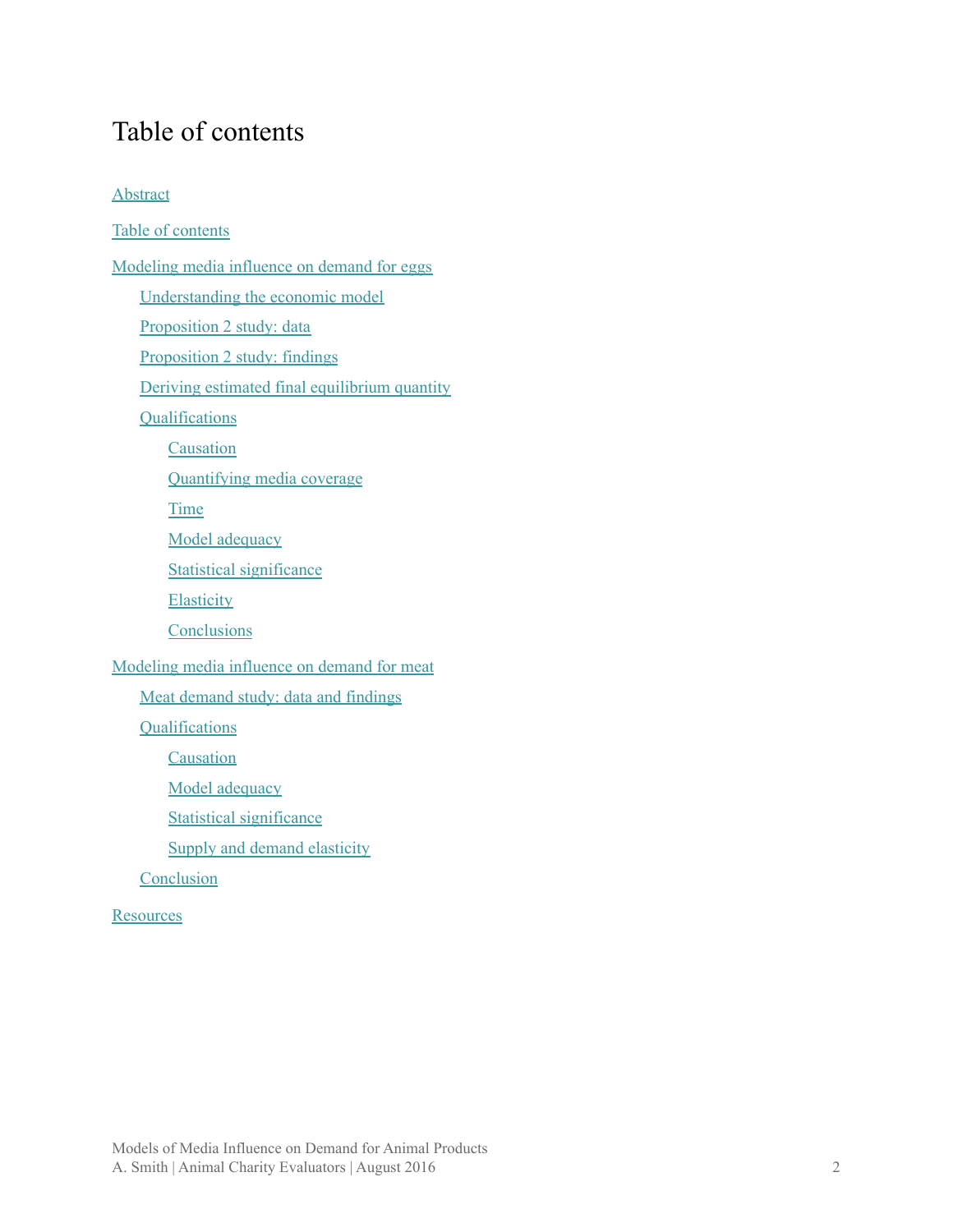# Table of contents

Abstract

Table of contents

Modeling media influence on demand for eggs

- Understanding the economic model
- Proposition 2 study: data
- Proposition 2 study: findings
- Deriving estimated final equilibrium quantity
- Qualifications
  - Causation
  - Quantifying media coverage
  - Time
  - Model adequacy
  - Statistical significance
  - Elasticity
  - Conclusions

Modeling media influence on demand for meat

- Meat demand study: data and findings
- Qualifications
  - Causation
  - Model adequacy
  - Statistical significance
  - Supply and demand elasticity
- Conclusion

Resources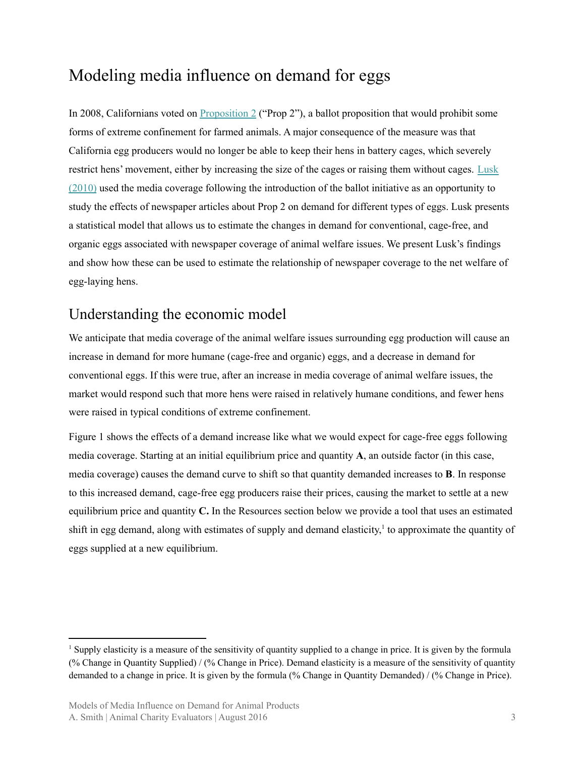# Modeling media influence on demand for eggs

In 2008, Californians voted on Proposition 2 ("Prop 2"), a ballot proposition that would prohibit some forms of extreme confinement for farmed animals. A major consequence of the measure was that California egg producers would no longer be able to keep their hens in battery cages, which severely restrict hens' movement, either by increasing the size of the cages or raising them without cages. Lusk (2010) used the media coverage following the introduction of the ballot initiative as an opportunity to study the effects of newspaper articles about Prop 2 on demand for different types of eggs. Lusk presents a statistical model that allows us to estimate the changes in demand for conventional, cage-free, and organic eggs associated with newspaper coverage of animal welfare issues. We present Lusk's findings and show how these can be used to estimate the relationship of newspaper coverage to the net welfare of egg-laying hens.

## Understanding the economic model

We anticipate that media coverage of the animal welfare issues surrounding egg production will cause an increase in demand for more humane (cage-free and organic) eggs, and a decrease in demand for conventional eggs. If this were true, after an increase in media coverage of animal welfare issues, the market would respond such that more hens were raised in relatively humane conditions, and fewer hens were raised in typical conditions of extreme confinement.

Figure 1 shows the effects of a demand increase like what we would expect for cage-free eggs following media coverage. Starting at an initial equilibrium price and quantity **A**, an outside factor (in this case, media coverage) causes the demand curve to shift so that quantity demanded increases to **B**. In response to this increased demand, cage-free egg producers raise their prices, causing the market to settle at a new equilibrium price and quantity **C.** In the Resources section below we provide a tool that uses an estimated shift in egg demand, along with estimates of supply and demand elasticity,[1] to approximate the quantity of eggs supplied at a new equilibrium.

[1] Supply elasticity is a measure of the sensitivity of quantity supplied to a change in price. It is given by the formula (% Change in Quantity Supplied) / (% Change in Price). Demand elasticity is a measure of the sensitivity of quantity demanded to a change in price. It is given by the formula (% Change in Quantity Demanded) / (% Change in Price).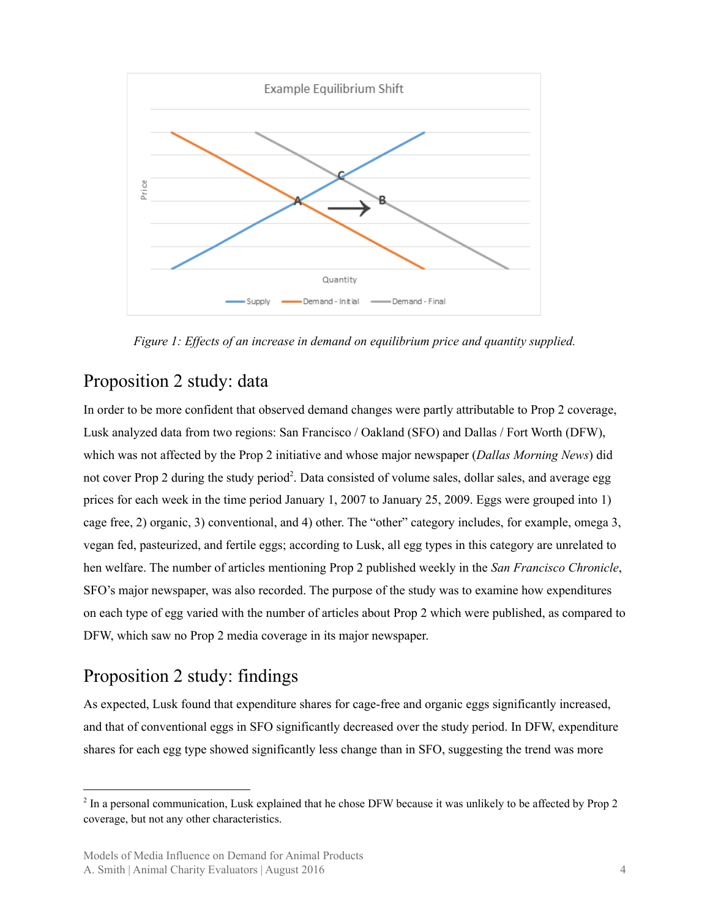*Figure 1: Effects of an increase in demand on equilibrium price and quantity supplied.*

## Proposition 2 study: data

In order to be more confident that observed demand changes were partly attributable to Prop 2 coverage, Lusk analyzed data from two regions: San Francisco / Oakland (SFO) and Dallas / Fort Worth (DFW), which was not affected by the Prop 2 initiative and whose major newspaper (*Dallas Morning News*) did not cover Prop 2 during the study period[2]. Data consisted of volume sales, dollar sales, and average egg prices for each week in the time period January 1, 2007 to January 25, 2009. Eggs were grouped into 1) cage free, 2) organic, 3) conventional, and 4) other. The "other" category includes, for example, omega 3, vegan fed, pasteurized, and fertile eggs; according to Lusk, all egg types in this category are unrelated to hen welfare. The number of articles mentioning Prop 2 published weekly in the *San Francisco Chronicle*, SFO's major newspaper, was also recorded. The purpose of the study was to examine how expenditures on each type of egg varied with the number of articles about Prop 2 which were published, as compared to DFW, which saw no Prop 2 media coverage in its major newspaper.

## Proposition 2 study: findings

As expected, Lusk found that expenditure shares for cage-free and organic eggs significantly increased, and that of conventional eggs in SFO significantly decreased over the study period. In DFW, expenditure shares for each egg type showed significantly less change than in SFO, suggesting the trend was more

[2] In a personal communication, Lusk explained that he chose DFW because it was unlikely to be affected by Prop 2 coverage, but not any other characteristics.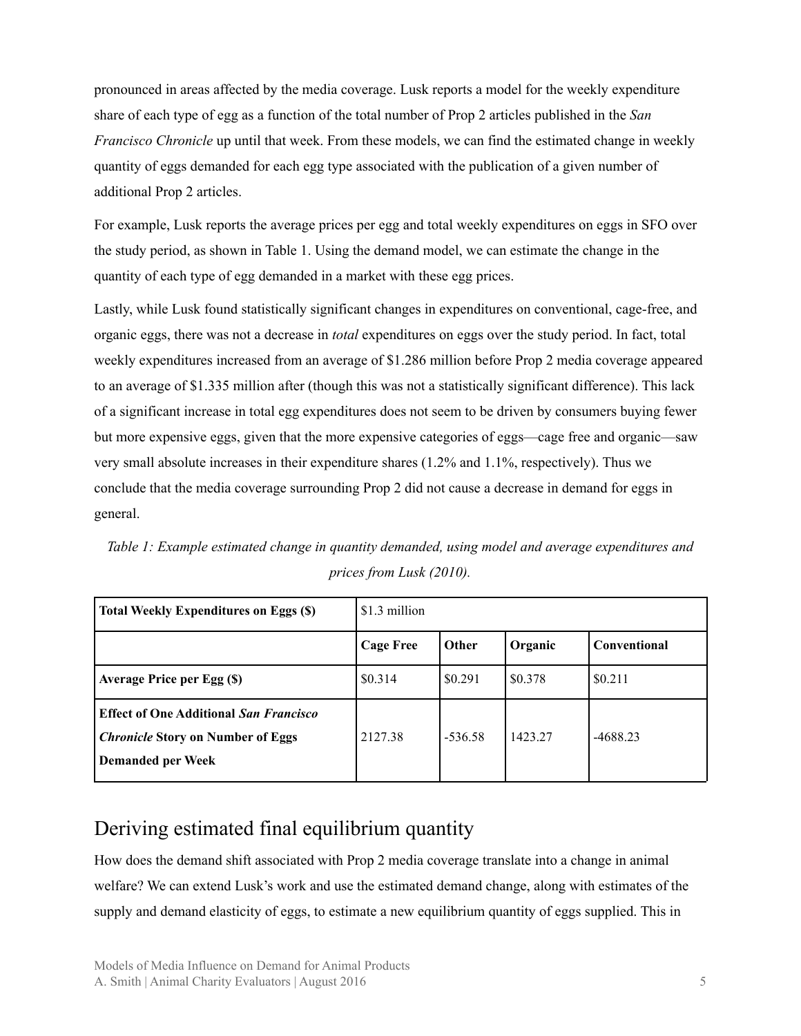pronounced in areas affected by the media coverage. Lusk reports a model for the weekly expenditure share of each type of egg as a function of the total number of Prop 2 articles published in the *San Francisco Chronicle* up until that week. From these models, we can find the estimated change in weekly quantity of eggs demanded for each egg type associated with the publication of a given number of additional Prop 2 articles.

For example, Lusk reports the average prices per egg and total weekly expenditures on eggs in SFO over the study period, as shown in Table 1. Using the demand model, we can estimate the change in the quantity of each type of egg demanded in a market with these egg prices.

Lastly, while Lusk found statistically significant changes in expenditures on conventional, cage-free, and organic eggs, there was not a decrease in *total* expenditures on eggs over the study period. In fact, total weekly expenditures increased from an average of $1.286 million before Prop 2 media coverage appeared to an average of $1.335 million after (though this was not a statistically significant difference). This lack of a significant increase in total egg expenditures does not seem to be driven by consumers buying fewer but more expensive eggs, given that the more expensive categories of eggs—cage free and organic—saw very small absolute increases in their expenditure shares (1.2% and 1.1%, respectively). Thus we conclude that the media coverage surrounding Prop 2 did not cause a decrease in demand for eggs in general.

*Table 1: Example estimated change in quantity demanded, using model and average expenditures and prices from Lusk (2010).*

| **Total Weekly Expenditures on Eggs ($)** | $1.3 million | | | |
|---|---|---|---|---|
| | **Cage Free** | **Other** | **Organic** | **Conventional** |
| **Average Price per Egg ($)** | $0.314 | $0.291 | $0.378 | $0.211 |
| **Effect of One Additional *San Francisco Chronicle* Story on Number of Eggs Demanded per Week** | 2127.38 | -536.58 | 1423.27 | -4688.23 |

## Deriving estimated final equilibrium quantity

How does the demand shift associated with Prop 2 media coverage translate into a change in animal welfare? We can extend Lusk's work and use the estimated demand change, along with estimates of the supply and demand elasticity of eggs, to estimate a new equilibrium quantity of eggs supplied. This in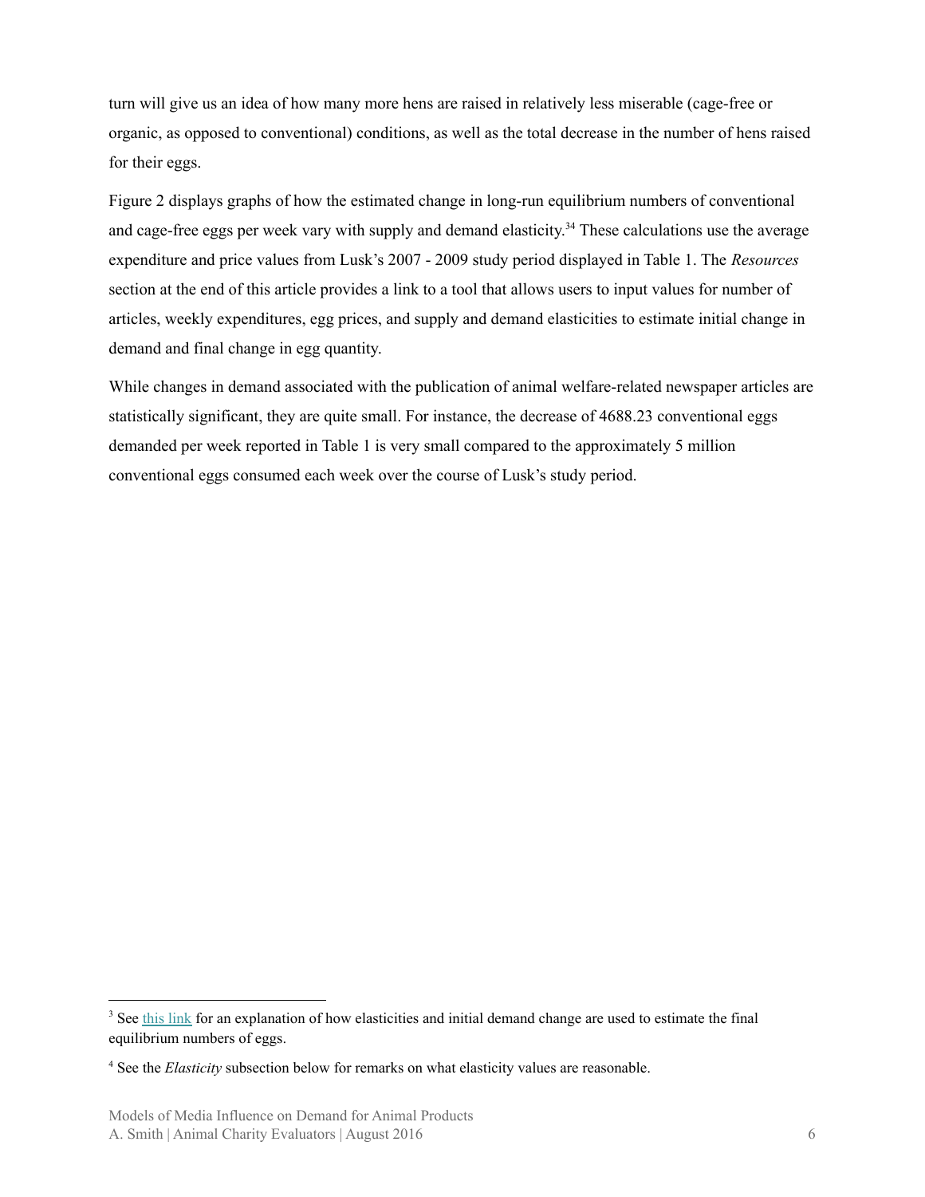turn will give us an idea of how many more hens are raised in relatively less miserable (cage-free or organic, as opposed to conventional) conditions, as well as the total decrease in the number of hens raised for their eggs.

Figure 2 displays graphs of how the estimated change in long-run equilibrium numbers of conventional and cage-free eggs per week vary with supply and demand elasticity.[3][4] These calculations use the average expenditure and price values from Lusk's 2007 - 2009 study period displayed in Table 1. The *Resources* section at the end of this article provides a link to a tool that allows users to input values for number of articles, weekly expenditures, egg prices, and supply and demand elasticities to estimate initial change in demand and final change in egg quantity.

While changes in demand associated with the publication of animal welfare-related newspaper articles are statistically significant, they are quite small. For instance, the decrease of 4688.23 conventional eggs demanded per week reported in Table 1 is very small compared to the approximately 5 million conventional eggs consumed each week over the course of Lusk's study period.

---

[3] See [this link] for an explanation of how elasticities and initial demand change are used to estimate the final equilibrium numbers of eggs.

[4] See the *Elasticity* subsection below for remarks on what elasticity values are reasonable.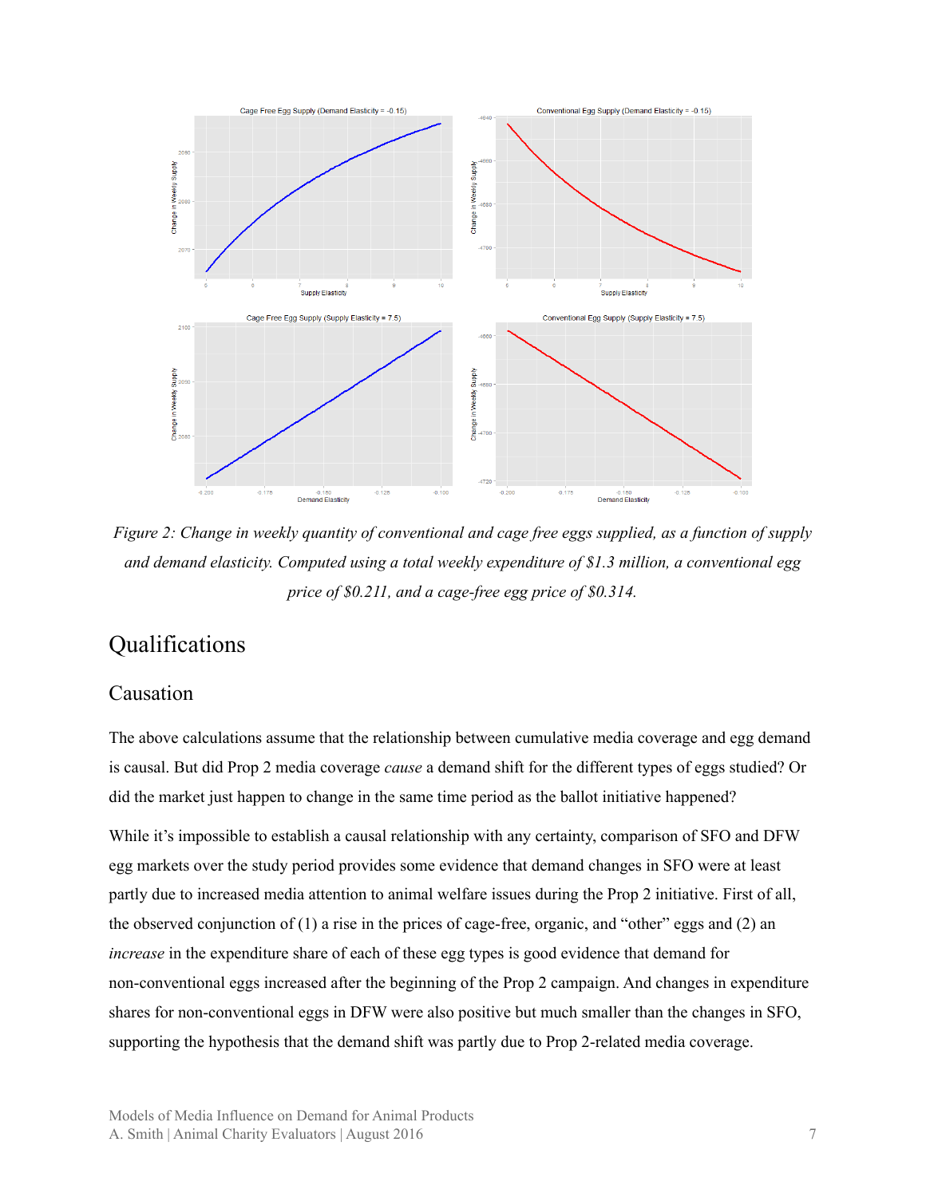*Figure 2: Change in weekly quantity of conventional and cage free eggs supplied, as a function of supply and demand elasticity. Computed using a total weekly expenditure of $1.3 million, a conventional egg price of $0.211, and a cage-free egg price of $0.314.*

## Qualifications

### Causation

The above calculations assume that the relationship between cumulative media coverage and egg demand is causal. But did Prop 2 media coverage *cause* a demand shift for the different types of eggs studied? Or did the market just happen to change in the same time period as the ballot initiative happened?

While it's impossible to establish a causal relationship with any certainty, comparison of SFO and DFW egg markets over the study period provides some evidence that demand changes in SFO were at least partly due to increased media attention to animal welfare issues during the Prop 2 initiative. First of all, the observed conjunction of (1) a rise in the prices of cage-free, organic, and "other" eggs and (2) an *increase* in the expenditure share of each of these egg types is good evidence that demand for non-conventional eggs increased after the beginning of the Prop 2 campaign. And changes in expenditure shares for non-conventional eggs in DFW were also positive but much smaller than the changes in SFO, supporting the hypothesis that the demand shift was partly due to Prop 2-related media coverage.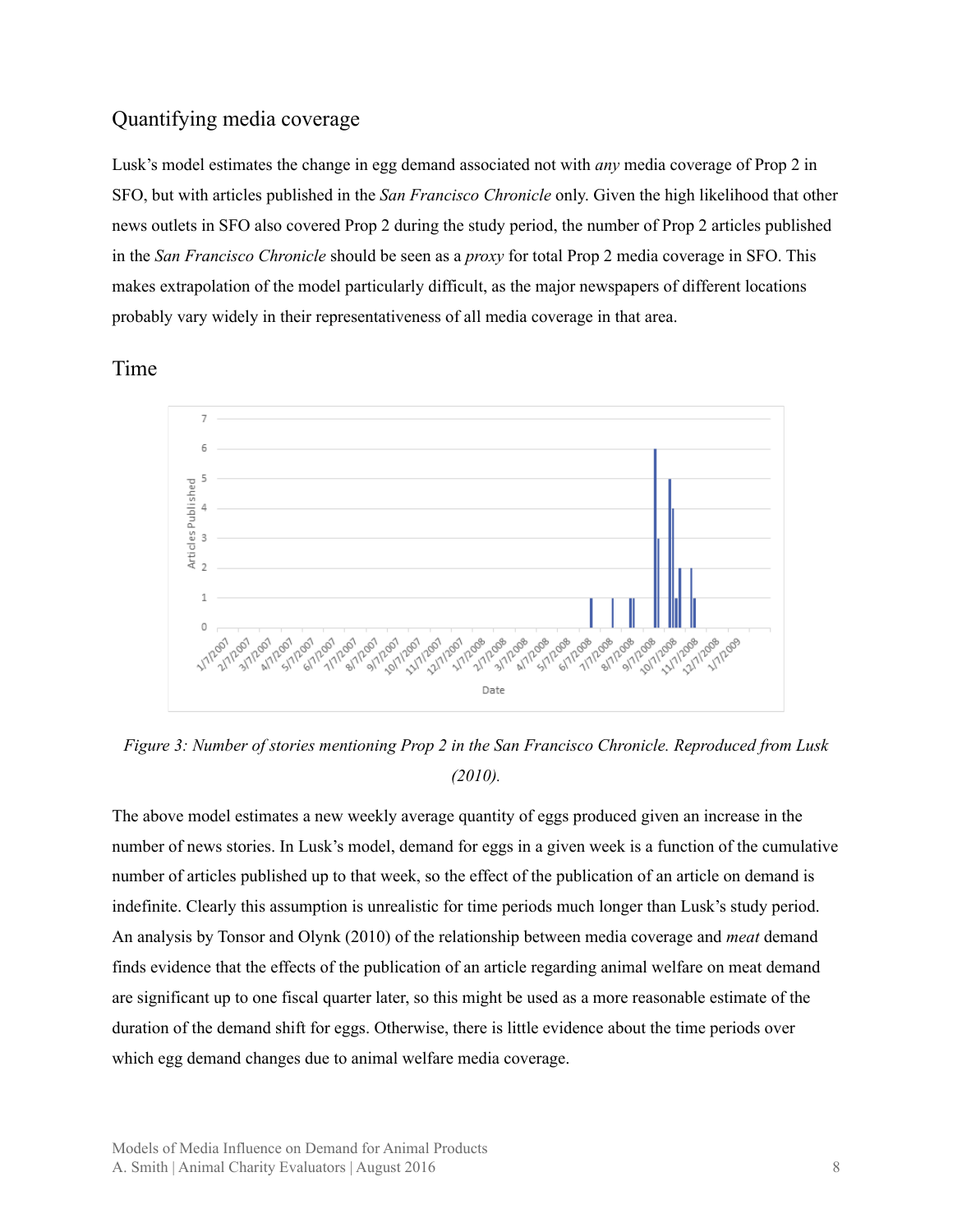## Quantifying media coverage

Lusk's model estimates the change in egg demand associated not with *any* media coverage of Prop 2 in SFO, but with articles published in the *San Francisco Chronicle* only. Given the high likelihood that other news outlets in SFO also covered Prop 2 during the study period, the number of Prop 2 articles published in the *San Francisco Chronicle* should be seen as a *proxy* for total Prop 2 media coverage in SFO. This makes extrapolation of the model particularly difficult, as the major newspapers of different locations probably vary widely in their representativeness of all media coverage in that area.

## Time

*Figure 3: Number of stories mentioning Prop 2 in the San Francisco Chronicle. Reproduced from Lusk (2010).*

The above model estimates a new weekly average quantity of eggs produced given an increase in the number of news stories. In Lusk's model, demand for eggs in a given week is a function of the cumulative number of articles published up to that week, so the effect of the publication of an article on demand is indefinite. Clearly this assumption is unrealistic for time periods much longer than Lusk's study period. An analysis by Tonsor and Olynk (2010) of the relationship between media coverage and *meat* demand finds evidence that the effects of the publication of an article regarding animal welfare on meat demand are significant up to one fiscal quarter later, so this might be used as a more reasonable estimate of the duration of the demand shift for eggs. Otherwise, there is little evidence about the time periods over which egg demand changes due to animal welfare media coverage.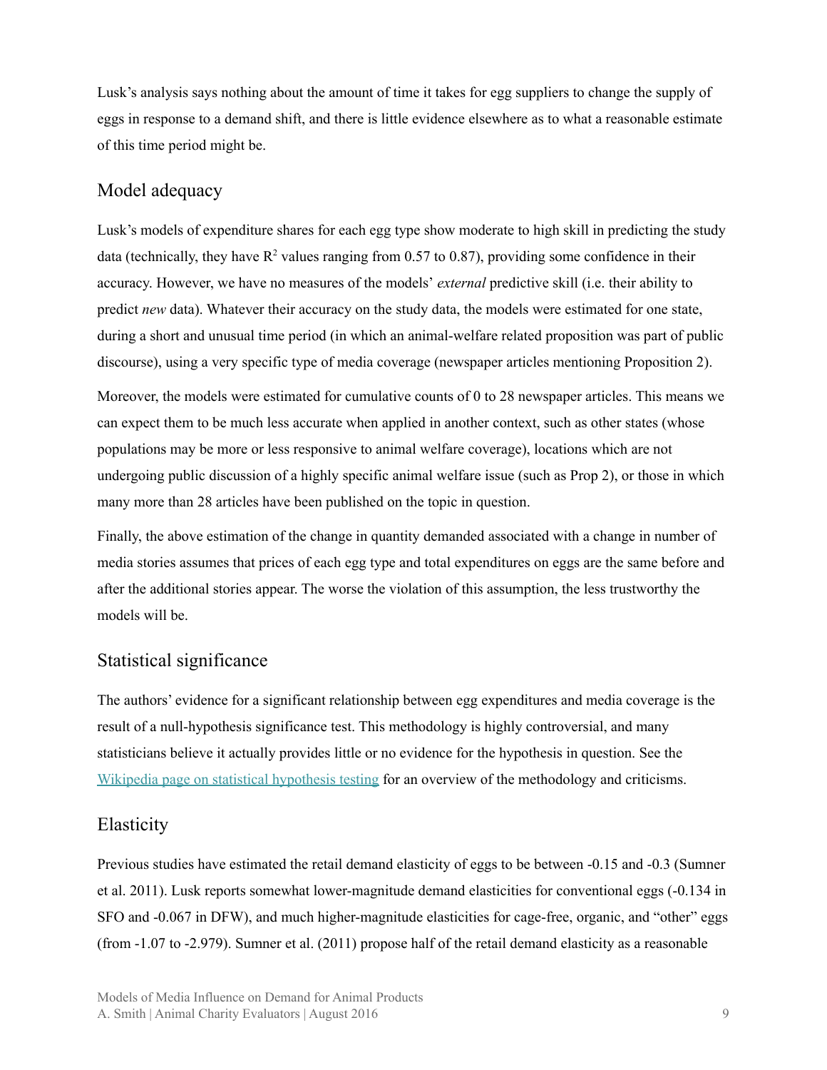Lusk's analysis says nothing about the amount of time it takes for egg suppliers to change the supply of eggs in response to a demand shift, and there is little evidence elsewhere as to what a reasonable estimate of this time period might be.

## Model adequacy

Lusk's models of expenditure shares for each egg type show moderate to high skill in predicting the study data (technically, they have $R^2$ values ranging from 0.57 to 0.87), providing some confidence in their accuracy. However, we have no measures of the models' *external* predictive skill (i.e. their ability to predict *new* data). Whatever their accuracy on the study data, the models were estimated for one state, during a short and unusual time period (in which an animal-welfare related proposition was part of public discourse), using a very specific type of media coverage (newspaper articles mentioning Proposition 2).

Moreover, the models were estimated for cumulative counts of 0 to 28 newspaper articles. This means we can expect them to be much less accurate when applied in another context, such as other states (whose populations may be more or less responsive to animal welfare coverage), locations which are not undergoing public discussion of a highly specific animal welfare issue (such as Prop 2), or those in which many more than 28 articles have been published on the topic in question.

Finally, the above estimation of the change in quantity demanded associated with a change in number of media stories assumes that prices of each egg type and total expenditures on eggs are the same before and after the additional stories appear. The worse the violation of this assumption, the less trustworthy the models will be.

## Statistical significance

The authors' evidence for a significant relationship between egg expenditures and media coverage is the result of a null-hypothesis significance test. This methodology is highly controversial, and many statisticians believe it actually provides little or no evidence for the hypothesis in question. See the [Wikipedia page on statistical hypothesis testing](https://en.wikipedia.org/wiki/Statistical_hypothesis_testing) for an overview of the methodology and criticisms.

## Elasticity

Previous studies have estimated the retail demand elasticity of eggs to be between -0.15 and -0.3 (Sumner et al. 2011). Lusk reports somewhat lower-magnitude demand elasticities for conventional eggs (-0.134 in SFO and -0.067 in DFW), and much higher-magnitude elasticities for cage-free, organic, and "other" eggs (from -1.07 to -2.979). Sumner et al. (2011) propose half of the retail demand elasticity as a reasonable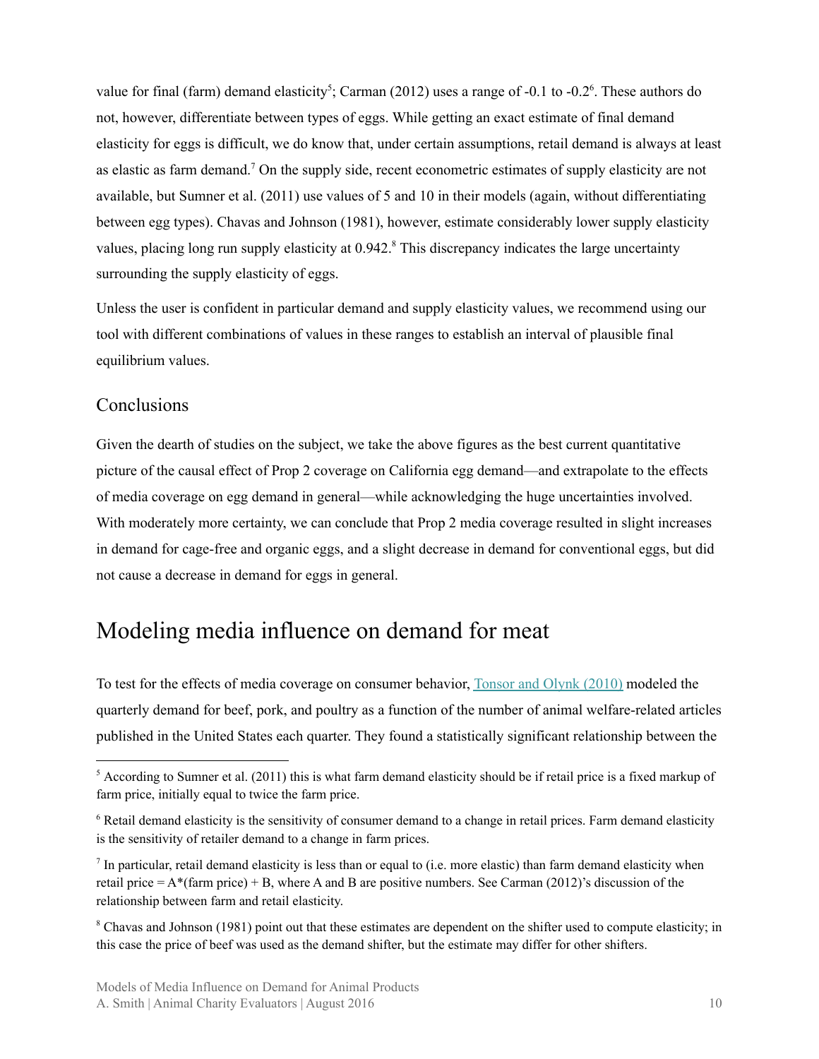value for final (farm) demand elasticity[5]; Carman (2012) uses a range of -0.1 to -0.2[6]. These authors do not, however, differentiate between types of eggs. While getting an exact estimate of final demand elasticity for eggs is difficult, we do know that, under certain assumptions, retail demand is always at least as elastic as farm demand.[7] On the supply side, recent econometric estimates of supply elasticity are not available, but Sumner et al. (2011) use values of 5 and 10 in their models (again, without differentiating between egg types). Chavas and Johnson (1981), however, estimate considerably lower supply elasticity values, placing long run supply elasticity at 0.942.[8] This discrepancy indicates the large uncertainty surrounding the supply elasticity of eggs.

Unless the user is confident in particular demand and supply elasticity values, we recommend using our tool with different combinations of values in these ranges to establish an interval of plausible final equilibrium values.

## Conclusions

Given the dearth of studies on the subject, we take the above figures as the best current quantitative picture of the causal effect of Prop 2 coverage on California egg demand—and extrapolate to the effects of media coverage on egg demand in general—while acknowledging the huge uncertainties involved. With moderately more certainty, we can conclude that Prop 2 media coverage resulted in slight increases in demand for cage-free and organic eggs, and a slight decrease in demand for conventional eggs, but did not cause a decrease in demand for eggs in general.

# Modeling media influence on demand for meat

To test for the effects of media coverage on consumer behavior, [Tonsor and Olynk (2010)]() modeled the quarterly demand for beef, pork, and poultry as a function of the number of animal welfare-related articles published in the United States each quarter. They found a statistically significant relationship between the

---

[5] According to Sumner et al. (2011) this is what farm demand elasticity should be if retail price is a fixed markup of farm price, initially equal to twice the farm price.

[6] Retail demand elasticity is the sensitivity of consumer demand to a change in retail prices. Farm demand elasticity is the sensitivity of retailer demand to a change in farm prices.

[7] In particular, retail demand elasticity is less than or equal to (i.e. more elastic) than farm demand elasticity when retail price = A*(farm price) + B, where A and B are positive numbers. See Carman (2012)'s discussion of the relationship between farm and retail elasticity.

[8] Chavas and Johnson (1981) point out that these estimates are dependent on the shifter used to compute elasticity; in this case the price of beef was used as the demand shifter, but the estimate may differ for other shifters.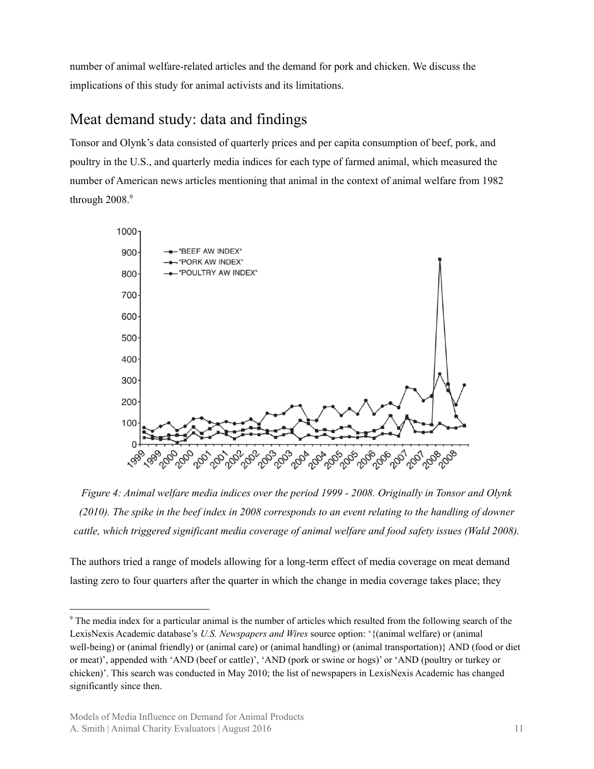number of animal welfare-related articles and the demand for pork and chicken. We discuss the implications of this study for animal activists and its limitations.

## Meat demand study: data and findings

Tonsor and Olynk's data consisted of quarterly prices and per capita consumption of beef, pork, and poultry in the U.S., and quarterly media indices for each type of farmed animal, which measured the number of American news articles mentioning that animal in the context of animal welfare from 1982 through 2008.[9]

*Figure 4: Animal welfare media indices over the period 1999 - 2008. Originally in Tonsor and Olynk (2010). The spike in the beef index in 2008 corresponds to an event relating to the handling of downer cattle, which triggered significant media coverage of animal welfare and food safety issues (Wald 2008).*

The authors tried a range of models allowing for a long-term effect of media coverage on meat demand lasting zero to four quarters after the quarter in which the change in media coverage takes place; they

---

[9] The media index for a particular animal is the number of articles which resulted from the following search of the LexisNexis Academic database's *U.S. Newspapers and Wires* source option: '{(animal welfare) or (animal well-being) or (animal friendly) or (animal care) or (animal handling) or (animal transportation)} AND (food or diet or meat)', appended with 'AND (beef or cattle)', 'AND (pork or swine or hogs)' or 'AND (poultry or turkey or chicken)'. This search was conducted in May 2010; the list of newspapers in LexisNexis Academic has changed significantly since then.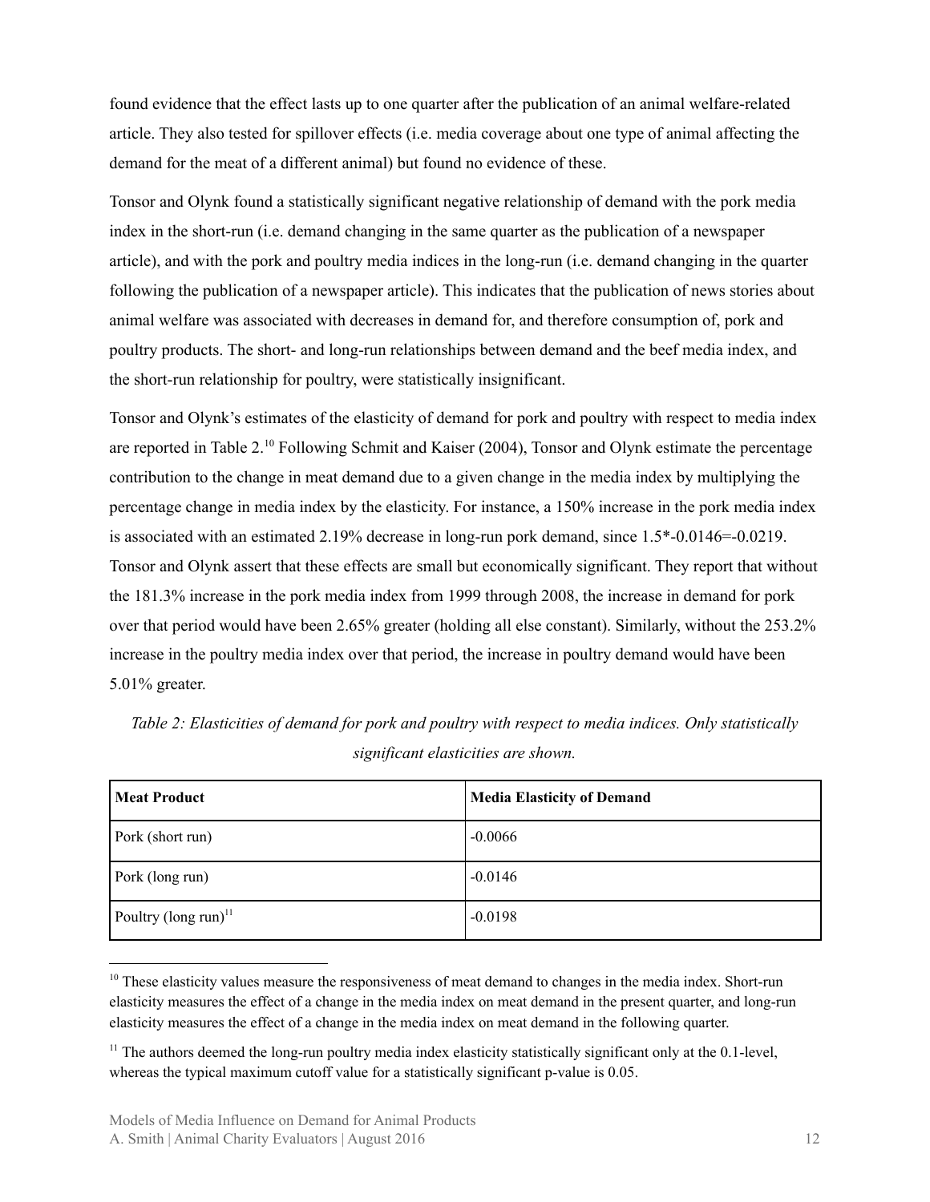found evidence that the effect lasts up to one quarter after the publication of an animal welfare-related article. They also tested for spillover effects (i.e. media coverage about one type of animal affecting the demand for the meat of a different animal) but found no evidence of these.

Tonsor and Olynk found a statistically significant negative relationship of demand with the pork media index in the short-run (i.e. demand changing in the same quarter as the publication of a newspaper article), and with the pork and poultry media indices in the long-run (i.e. demand changing in the quarter following the publication of a newspaper article). This indicates that the publication of news stories about animal welfare was associated with decreases in demand for, and therefore consumption of, pork and poultry products. The short- and long-run relationships between demand and the beef media index, and the short-run relationship for poultry, were statistically insignificant.

Tonsor and Olynk's estimates of the elasticity of demand for pork and poultry with respect to media index are reported in Table 2.[10] Following Schmit and Kaiser (2004), Tonsor and Olynk estimate the percentage contribution to the change in meat demand due to a given change in the media index by multiplying the percentage change in media index by the elasticity. For instance, a 150% increase in the pork media index is associated with an estimated 2.19% decrease in long-run pork demand, since $1.5*-0.0146=-0.0219$. Tonsor and Olynk assert that these effects are small but economically significant. They report that without the 181.3% increase in the pork media index from 1999 through 2008, the increase in demand for pork over that period would have been 2.65% greater (holding all else constant). Similarly, without the 253.2% increase in the poultry media index over that period, the increase in poultry demand would have been 5.01% greater.

*Table 2: Elasticities of demand for pork and poultry with respect to media indices. Only statistically significant elasticities are shown.*

| **Meat Product** | **Media Elasticity of Demand** |
|---|---|
| Pork (short run) | -0.0066 |
| Pork (long run) | -0.0146 |
| Poultry (long run)[11] | -0.0198 |

[10] These elasticity values measure the responsiveness of meat demand to changes in the media index. Short-run elasticity measures the effect of a change in the media index on meat demand in the present quarter, and long-run elasticity measures the effect of a change in the media index on meat demand in the following quarter.

[11] The authors deemed the long-run poultry media index elasticity statistically significant only at the 0.1-level, whereas the typical maximum cutoff value for a statistically significant p-value is 0.05.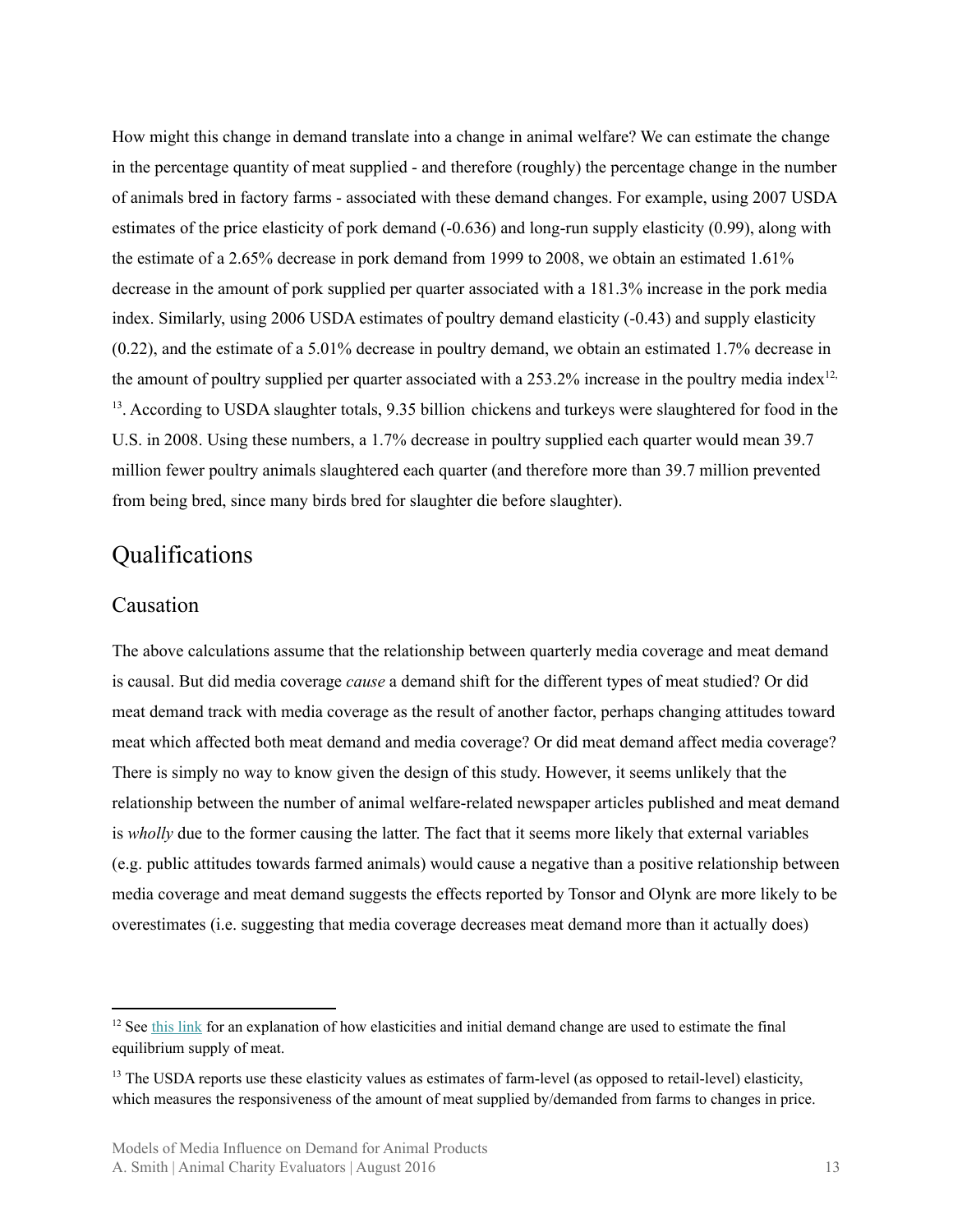How might this change in demand translate into a change in animal welfare? We can estimate the change in the percentage quantity of meat supplied - and therefore (roughly) the percentage change in the number of animals bred in factory farms - associated with these demand changes. For example, using 2007 USDA estimates of the price elasticity of pork demand (-0.636) and long-run supply elasticity (0.99), along with the estimate of a 2.65% decrease in pork demand from 1999 to 2008, we obtain an estimated 1.61% decrease in the amount of pork supplied per quarter associated with a 181.3% increase in the pork media index. Similarly, using 2006 USDA estimates of poultry demand elasticity (-0.43) and supply elasticity (0.22), and the estimate of a 5.01% decrease in poultry demand, we obtain an estimated 1.7% decrease in the amount of poultry supplied per quarter associated with a 253.2% increase in the poultry media index[12,13]. According to USDA slaughter totals, 9.35 billion chickens and turkeys were slaughtered for food in the U.S. in 2008. Using these numbers, a 1.7% decrease in poultry supplied each quarter would mean 39.7 million fewer poultry animals slaughtered each quarter (and therefore more than 39.7 million prevented from being bred, since many birds bred for slaughter die before slaughter).

# Qualifications

## Causation

The above calculations assume that the relationship between quarterly media coverage and meat demand is causal. But did media coverage *cause* a demand shift for the different types of meat studied? Or did meat demand track with media coverage as the result of another factor, perhaps changing attitudes toward meat which affected both meat demand and media coverage? Or did meat demand affect media coverage? There is simply no way to know given the design of this study. However, it seems unlikely that the relationship between the number of animal welfare-related newspaper articles published and meat demand is *wholly* due to the former causing the latter. The fact that it seems more likely that external variables (e.g. public attitudes towards farmed animals) would cause a negative than a positive relationship between media coverage and meat demand suggests the effects reported by Tonsor and Olynk are more likely to be overestimates (i.e. suggesting that media coverage decreases meat demand more than it actually does)

---

[12] See this link for an explanation of how elasticities and initial demand change are used to estimate the final equilibrium supply of meat.

[13] The USDA reports use these elasticity values as estimates of farm-level (as opposed to retail-level) elasticity, which measures the responsiveness of the amount of meat supplied by/demanded from farms to changes in price.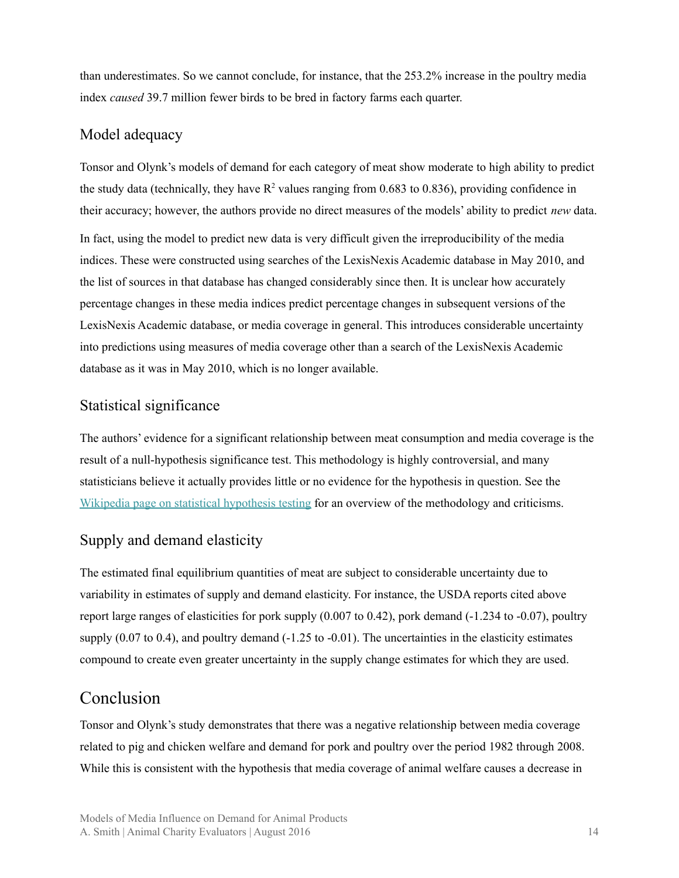than underestimates. So we cannot conclude, for instance, that the 253.2% increase in the poultry media index *caused* 39.7 million fewer birds to be bred in factory farms each quarter.

### Model adequacy

Tonsor and Olynk's models of demand for each category of meat show moderate to high ability to predict the study data (technically, they have $R^2$ values ranging from 0.683 to 0.836), providing confidence in their accuracy; however, the authors provide no direct measures of the models' ability to predict *new* data.

In fact, using the model to predict new data is very difficult given the irreproducibility of the media indices. These were constructed using searches of the LexisNexis Academic database in May 2010, and the list of sources in that database has changed considerably since then. It is unclear how accurately percentage changes in these media indices predict percentage changes in subsequent versions of the LexisNexis Academic database, or media coverage in general. This introduces considerable uncertainty into predictions using measures of media coverage other than a search of the LexisNexis Academic database as it was in May 2010, which is no longer available.

### Statistical significance

The authors' evidence for a significant relationship between meat consumption and media coverage is the result of a null-hypothesis significance test. This methodology is highly controversial, and many statisticians believe it actually provides little or no evidence for the hypothesis in question. See the [Wikipedia page on statistical hypothesis testing](https://en.wikipedia.org/wiki/Statistical_hypothesis_testing) for an overview of the methodology and criticisms.

### Supply and demand elasticity

The estimated final equilibrium quantities of meat are subject to considerable uncertainty due to variability in estimates of supply and demand elasticity. For instance, the USDA reports cited above report large ranges of elasticities for pork supply (0.007 to 0.42), pork demand (-1.234 to -0.07), poultry supply (0.07 to 0.4), and poultry demand (-1.25 to -0.01). The uncertainties in the elasticity estimates compound to create even greater uncertainty in the supply change estimates for which they are used.

## Conclusion

Tonsor and Olynk's study demonstrates that there was a negative relationship between media coverage related to pig and chicken welfare and demand for pork and poultry over the period 1982 through 2008. While this is consistent with the hypothesis that media coverage of animal welfare causes a decrease in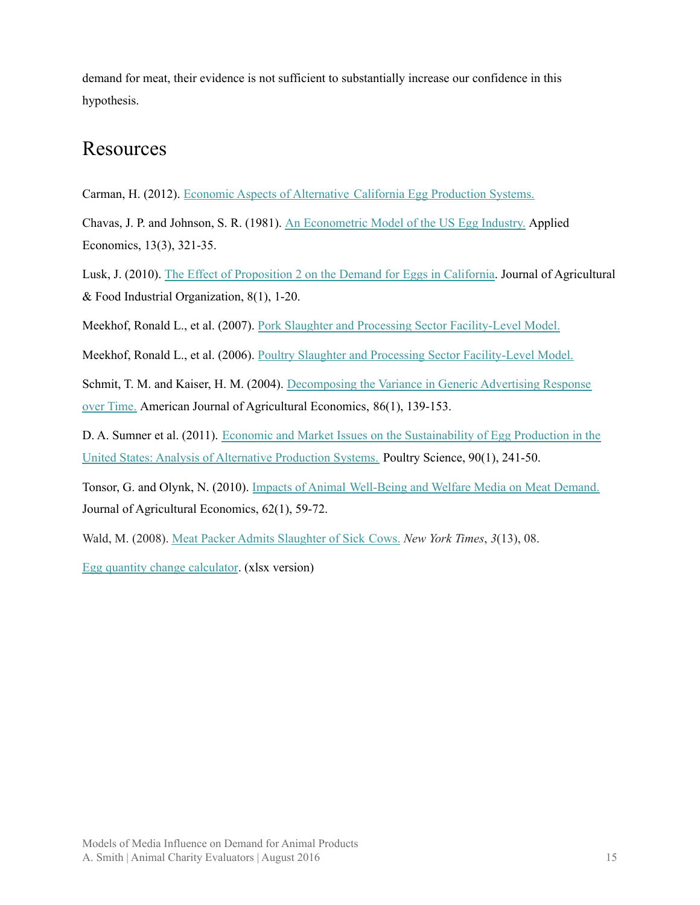demand for meat, their evidence is not sufficient to substantially increase our confidence in this hypothesis.

## Resources

Carman, H. (2012). Economic Aspects of Alternative California Egg Production Systems.

Chavas, J. P. and Johnson, S. R. (1981). An Econometric Model of the US Egg Industry. Applied Economics, 13(3), 321-35.

Lusk, J. (2010). The Effect of Proposition 2 on the Demand for Eggs in California. Journal of Agricultural & Food Industrial Organization, 8(1), 1-20.

Meekhof, Ronald L., et al. (2007). Pork Slaughter and Processing Sector Facility-Level Model.

Meekhof, Ronald L., et al. (2006). Poultry Slaughter and Processing Sector Facility-Level Model.

Schmit, T. M. and Kaiser, H. M. (2004). Decomposing the Variance in Generic Advertising Response over Time. American Journal of Agricultural Economics, 86(1), 139-153.

D. A. Sumner et al. (2011). Economic and Market Issues on the Sustainability of Egg Production in the United States: Analysis of Alternative Production Systems. Poultry Science, 90(1), 241-50.

Tonsor, G. and Olynk, N. (2010). Impacts of Animal Well-Being and Welfare Media on Meat Demand. Journal of Agricultural Economics, 62(1), 59-72.

Wald, M. (2008). Meat Packer Admits Slaughter of Sick Cows. *New York Times*, *3*(13), 08.

Egg quantity change calculator. (xlsx version)